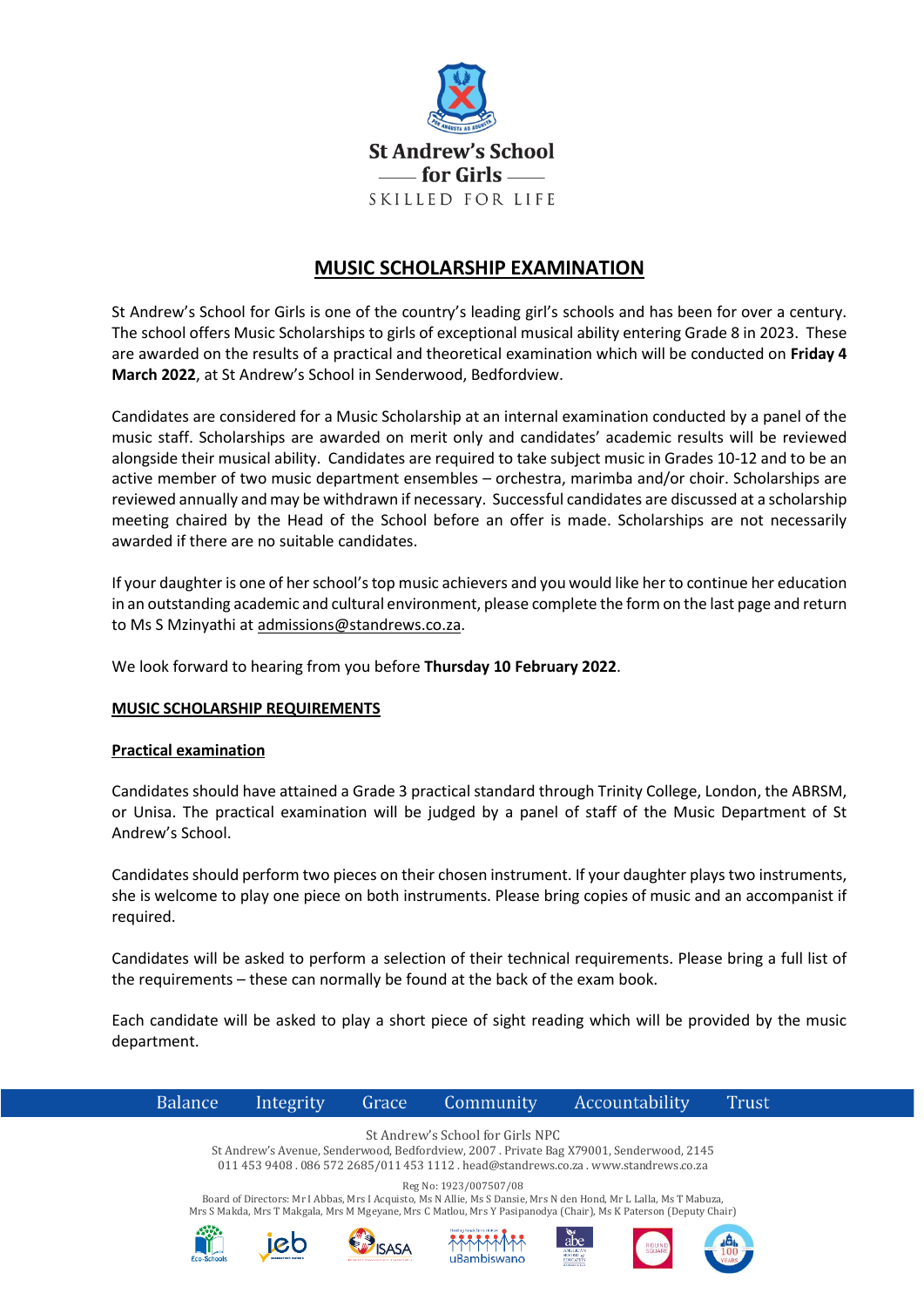St Andrew's School for Girls

SKILLED FOR LIFE

# MUSIC SCHOLARSHIP EXAMINATION

St Andrew's School for Girls is one of the country's leading girl's schools and has been for over a century. The school offers Music Scholarships to girls of exceptional musical ability entering Grade 8 in 2023. These are awarded on the results of a practical and theoretical examination which will be conducted on **Friday 4 March 2022**, at St Andrew's School in Senderwood, Bedfordview.

Candidates are considered for a Music Scholarship at an internal examination conducted by a panel of the music staff. Scholarships are awarded on merit only and candidates' academic results will be reviewed alongside their musical ability. Candidates are required to take subject music in Grades 10-12 and to be an active member of two music department ensembles – orchestra, marimba and/or choir. Scholarships are reviewed annually and may be withdrawn if necessary. Successful candidates are discussed at a scholarship meeting chaired by the Head of the School before an offer is made. Scholarships are not necessarily awarded if there are no suitable candidates.

If your daughter is one of her school's top music achievers and you would like her to continue her education in an outstanding academic and cultural environment, please complete the form on the last page and return to Ms S Mzinyathi at admissions@standrews.co.za.

We look forward to hearing from you before **Thursday 10 February 2022**.

## MUSIC SCHOLARSHIP REQUIREMENTS

### Practical examination

Candidates should have attained a Grade 3 practical standard through Trinity College, London, the ABRSM, or Unisa. The practical examination will be judged by a panel of staff of the Music Department of St Andrew's School.

Candidates should perform two pieces on their chosen instrument. If your daughter plays two instruments, she is welcome to play one piece on both instruments. Please bring copies of music and an accompanist if required.

Candidates will be asked to perform a selection of their technical requirements. Please bring a full list of the requirements – these can normally be found at the back of the exam book.

Each candidate will be asked to play a short piece of sight reading which will be provided by the music department.

Balance | Integrity | Grace | Community | Accountability | Trust

St Andrew's School for Girls NPC
St Andrew's Avenue, Senderwood, Bedfordview, 2007 . Private Bag X79001, Senderwood, 2145
011 453 9408 . 086 572 2685/011 453 1112 . head@standrews.co.za . www.standrews.co.za

Reg No: 1923/007507/08
Board of Directors: Mr I Abbas, Mrs I Acquisto, Ms N Allie, Ms S Dansie, Mrs N den Hond, Mr L Lalla, Ms T Mabuza, Mrs S Makda, Mrs T Makgala, Mrs M Mgeyane, Mrs C Matlou, Mrs Y Pasipanodya (Chair), Ms K Paterson (Deputy Chair)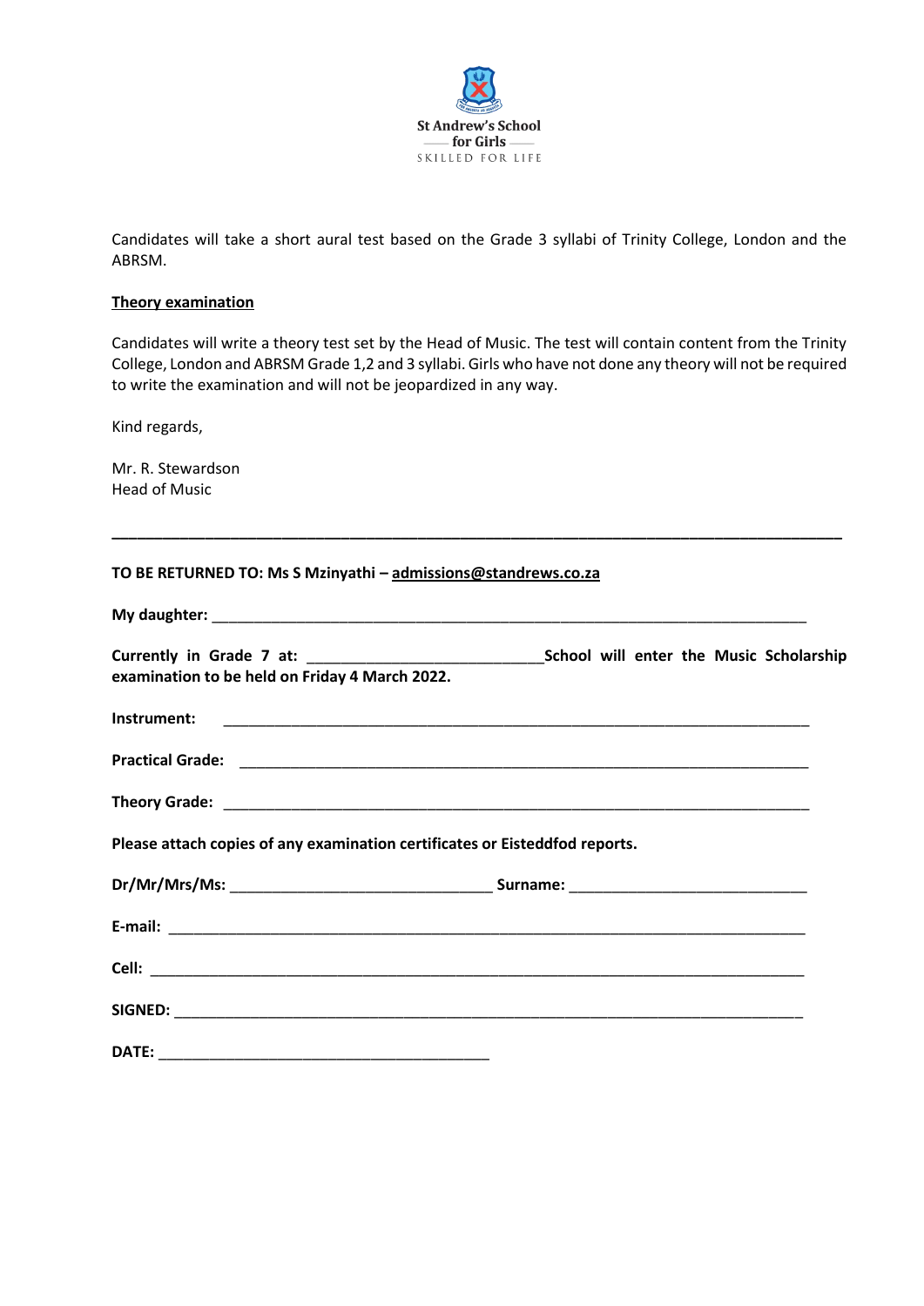St Andrew's School for Girls
SKILLED FOR LIFE

Candidates will take a short aural test based on the Grade 3 syllabi of Trinity College, London and the ABRSM.

**Theory examination**

Candidates will write a theory test set by the Head of Music. The test will contain content from the Trinity College, London and ABRSM Grade 1,2 and 3 syllabi. Girls who have not done any theory will not be required to write the examination and will not be jeopardized in any way.

Kind regards,

Mr. R. Stewardson
Head of Music

---

**TO BE RETURNED TO: Ms S Mzinyathi – admissions@standrews.co.za**

**My daughter:** ______________________________________________

**Currently in Grade 7 at:** ____________________________**School will enter the Music Scholarship examination to be held on Friday 4 March 2022.**

**Instrument:** ______________________________________________

**Practical Grade:** ______________________________________________

**Theory Grade:** ______________________________________________

**Please attach copies of any examination certificates or Eisteddfod reports.**

**Dr/Mr/Mrs/Ms:** ______________________________ **Surname:** ____________________________

**E-mail:** ______________________________________________

**Cell:** ______________________________________________

**SIGNED:** ______________________________________________

**DATE:** ________________________________________